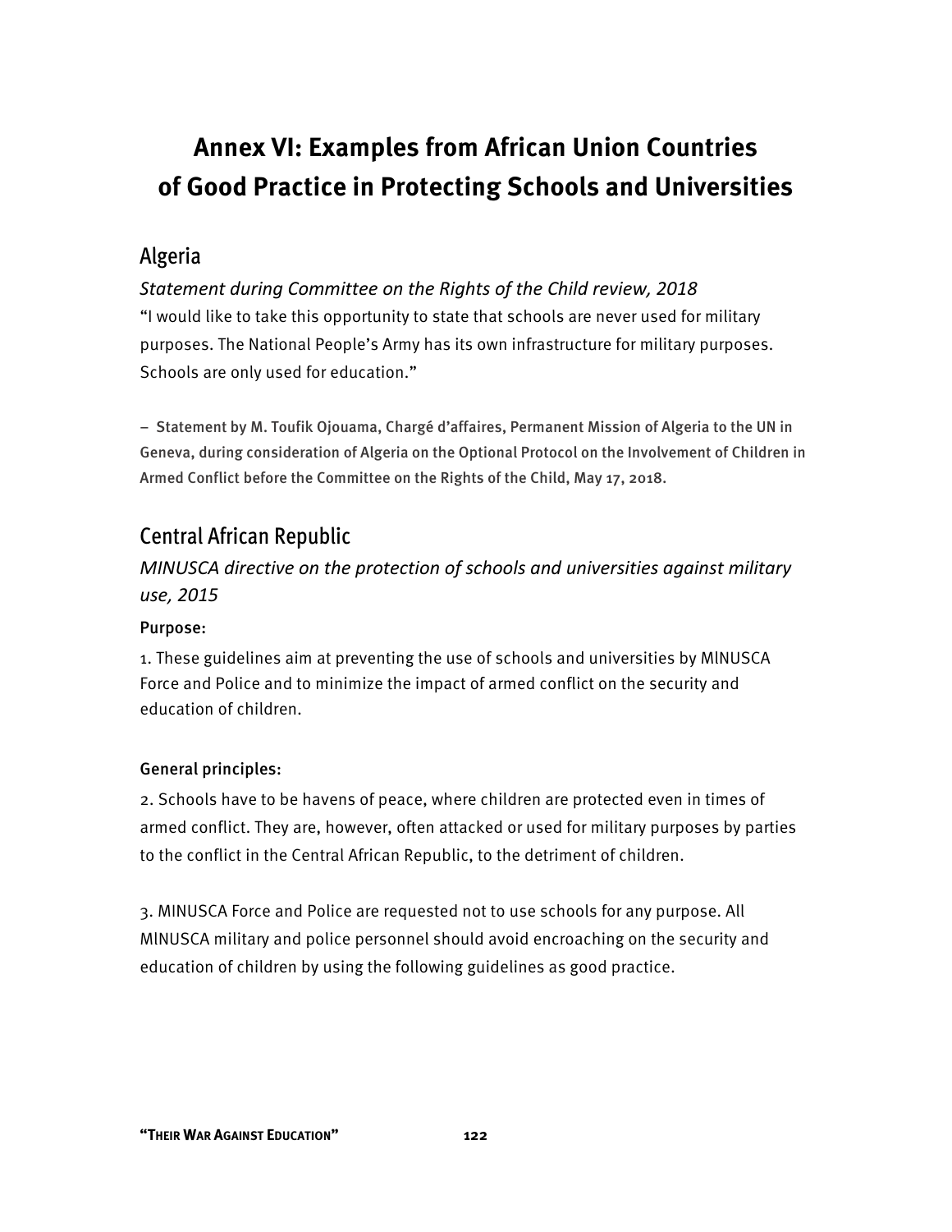# Annex VI: Examples from African Union Countries of Good Practice in Protecting Schools and Universities

## Algeria

### *Statement during Committee on the Rights of the Child review, 2018*

"I would like to take this opportunity to state that schools are never used for military purposes. The National People's Army has its own infrastructure for military purposes. Schools are only used for education."

– Statement by M. Toufik Ojouama, Chargé d'affaires, Permanent Mission of Algeria to the UN in Geneva, during consideration of Algeria on the Optional Protocol on the Involvement of Children in Armed Conflict before the Committee on the Rights of the Child, May 17, 2018.

## Central African Republic

### *MINUSCA directive on the protection of schools and universities against military use, 2015*

#### Purpose:

1. These guidelines aim at preventing the use of schools and universities by MlNUSCA Force and Police and to minimize the impact of armed conflict on the security and education of children.

#### General principles:

2. Schools have to be havens of peace, where children are protected even in times of armed conflict. They are, however, often attacked or used for military purposes by parties to the conflict in the Central African Republic, to the detriment of children.

3. MINUSCA Force and Police are requested not to use schools for any purpose. All MlNUSCA military and police personnel should avoid encroaching on the security and education of children by using the following guidelines as good practice.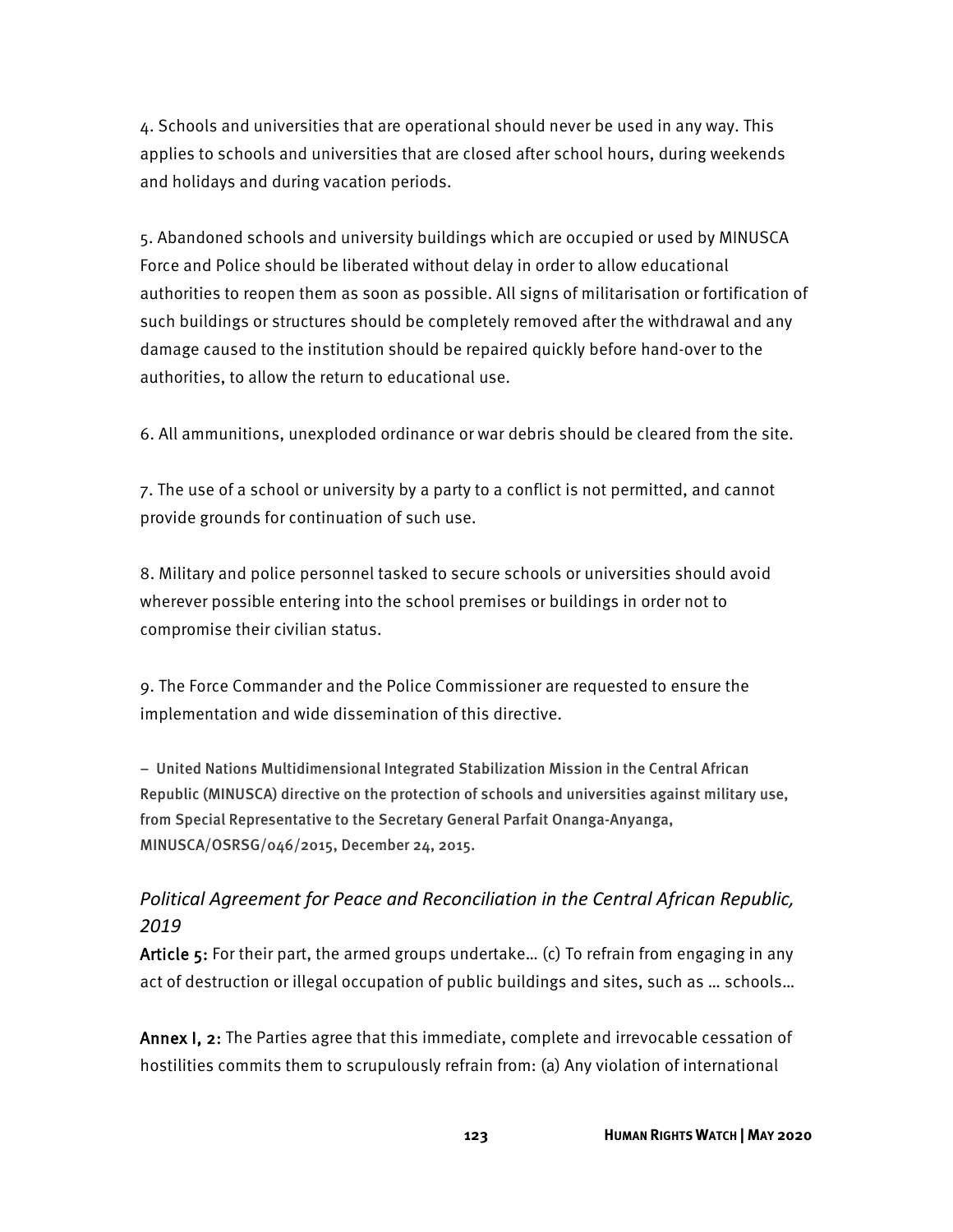4. Schools and universities that are operational should never be used in any way. This applies to schools and universities that are closed after school hours, during weekends and holidays and during vacation periods.

5. Abandoned schools and university buildings which are occupied or used by MINUSCA Force and Police should be liberated without delay in order to allow educational authorities to reopen them as soon as possible. All signs of militarisation or fortification of such buildings or structures should be completely removed after the withdrawal and any damage caused to the institution should be repaired quickly before hand-over to the authorities, to allow the return to educational use.

6. All ammunitions, unexploded ordinance or war debris should be cleared from the site.

7. The use of a school or university by a party to a conflict is not permitted, and cannot provide grounds for continuation of such use.

8. Military and police personnel tasked to secure schools or universities should avoid wherever possible entering into the school premises or buildings in order not to compromise their civilian status.

9. The Force Commander and the Police Commissioner are requested to ensure the implementation and wide dissemination of this directive.

– United Nations Multidimensional Integrated Stabilization Mission in the Central African Republic (MINUSCA) directive on the protection of schools and universities against military use, from Special Representative to the Secretary General Parfait Onanga-Anyanga, MINUSCA/OSRSG/046/2015, December 24, 2015.

### *Political Agreement for Peace and Reconciliation in the Central African Republic, 2019*

**Article 5:** For their part, the armed groups undertake… (c) To refrain from engaging in any act of destruction or illegal occupation of public buildings and sites, such as … schools…

**Annex I, 2:** The Parties agree that this immediate, complete and irrevocable cessation of hostilities commits them to scrupulously refrain from: (a) Any violation of international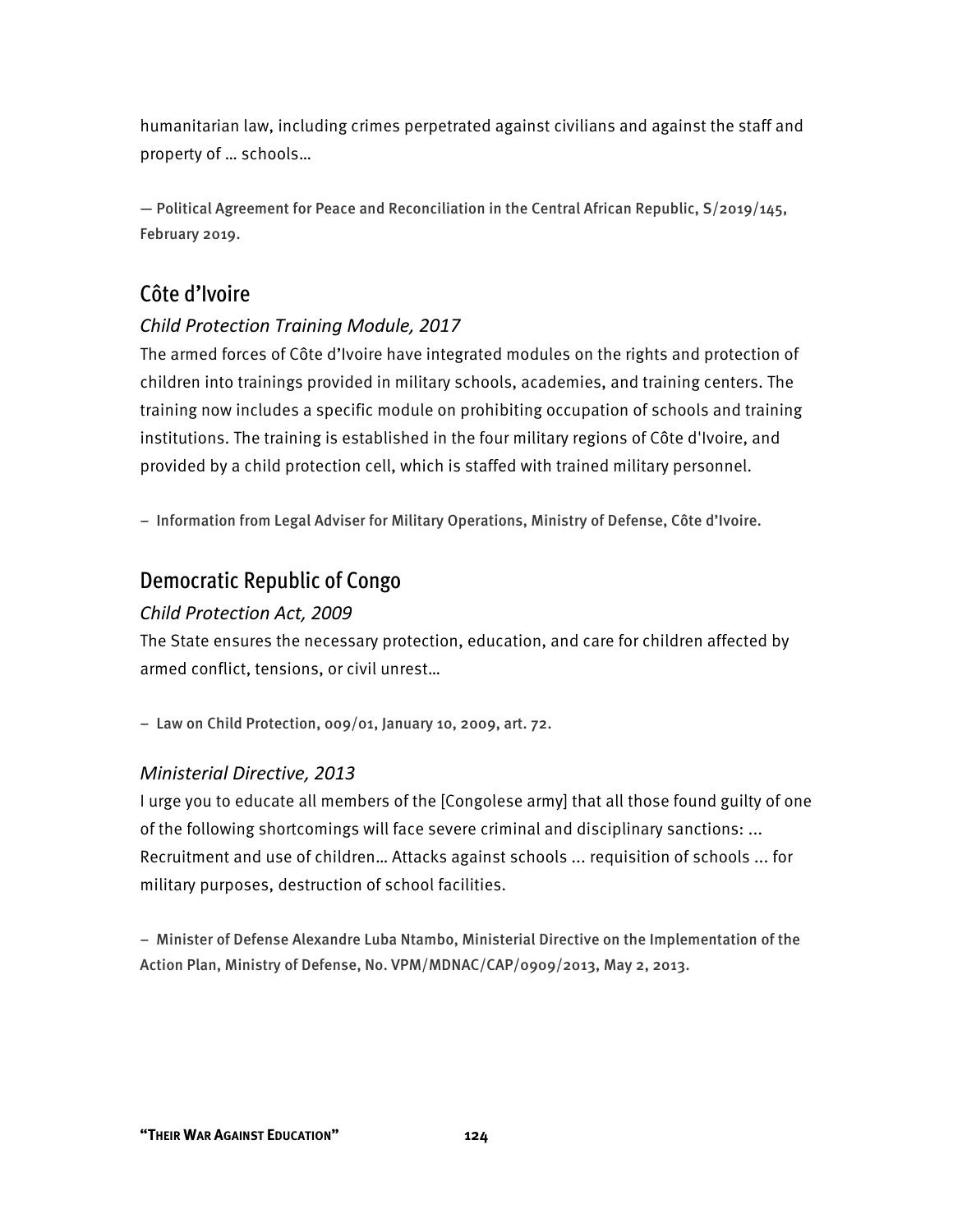humanitarian law, including crimes perpetrated against civilians and against the staff and property of … schools…

— Political Agreement for Peace and Reconciliation in the Central African Republic, S/2019/145, February 2019.

## Côte d'Ivoire

### *Child Protection Training Module, 2017*

The armed forces of Côte d'Ivoire have integrated modules on the rights and protection of children into trainings provided in military schools, academies, and training centers. The training now includes a specific module on prohibiting occupation of schools and training institutions. The training is established in the four military regions of Côte d'Ivoire, and provided by a child protection cell, which is staffed with trained military personnel.

– Information from Legal Adviser for Military Operations, Ministry of Defense, Côte d'Ivoire.

## Democratic Republic of Congo

### *Child Protection Act, 2009*

The State ensures the necessary protection, education, and care for children affected by armed conflict, tensions, or civil unrest…

– Law on Child Protection, 009/01, January 10, 2009, art. 72.

### *Ministerial Directive, 2013*

I urge you to educate all members of the [Congolese army] that all those found guilty of one of the following shortcomings will face severe criminal and disciplinary sanctions: ... Recruitment and use of children… Attacks against schools ... requisition of schools ... for military purposes, destruction of school facilities.

– Minister of Defense Alexandre Luba Ntambo, Ministerial Directive on the Implementation of the Action Plan, Ministry of Defense, No. VPM/MDNAC/CAP/0909/2013, May 2, 2013.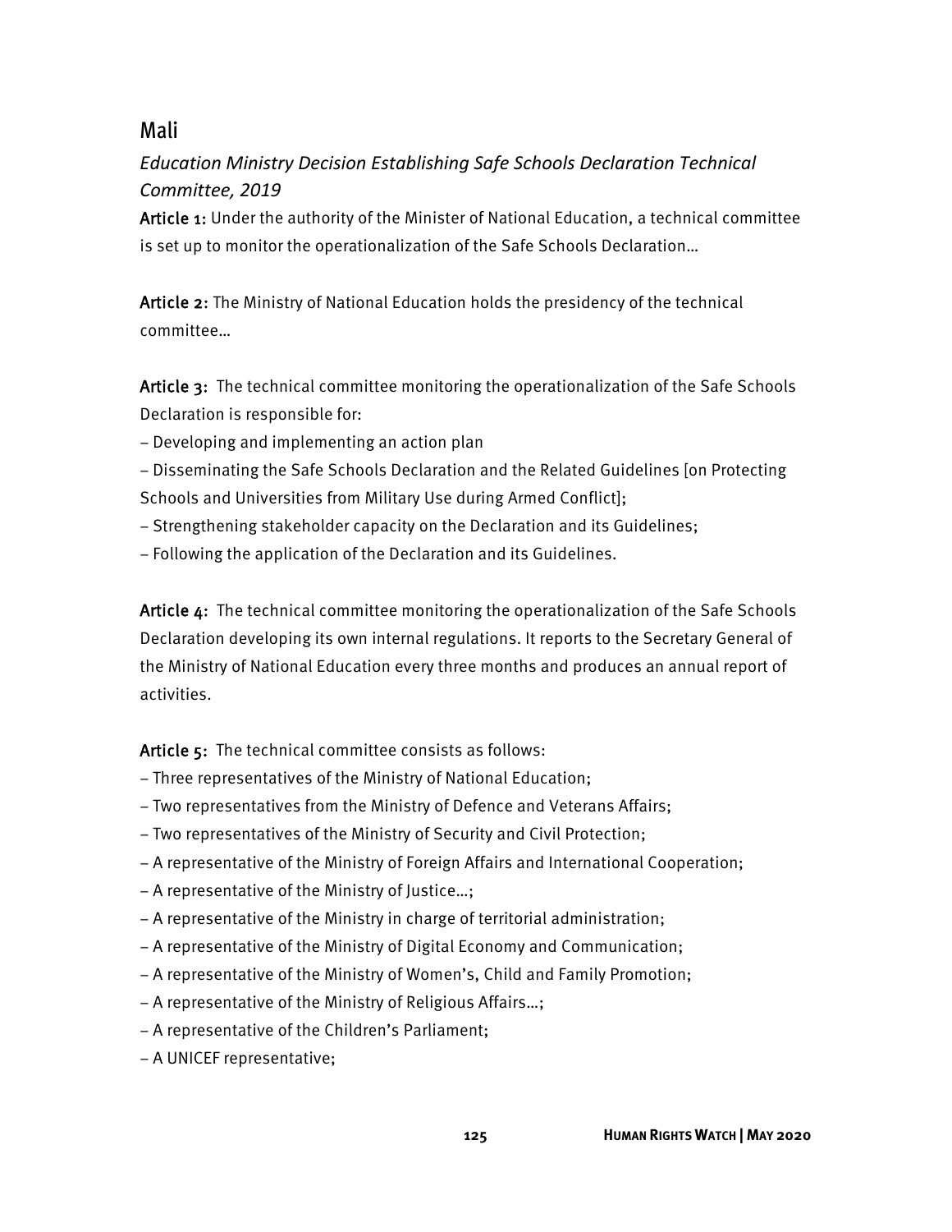## Mali

### *Education Ministry Decision Establishing Safe Schools Declaration Technical Committee, 2019*

**Article 1:** Under the authority of the Minister of National Education, a technical committee is set up to monitor the operationalization of the Safe Schools Declaration…

**Article 2:** The Ministry of National Education holds the presidency of the technical committee…

**Article 3:** The technical committee monitoring the operationalization of the Safe Schools Declaration is responsible for:

– Developing and implementing an action plan

– Disseminating the Safe Schools Declaration and the Related Guidelines [on Protecting Schools and Universities from Military Use during Armed Conflict];

– Strengthening stakeholder capacity on the Declaration and its Guidelines;

– Following the application of the Declaration and its Guidelines.

**Article 4:** The technical committee monitoring the operationalization of the Safe Schools Declaration developing its own internal regulations. It reports to the Secretary General of the Ministry of National Education every three months and produces an annual report of activities.

**Article 5:** The technical committee consists as follows:

– Three representatives of the Ministry of National Education;

– Two representatives from the Ministry of Defence and Veterans Affairs;

– Two representatives of the Ministry of Security and Civil Protection;

– A representative of the Ministry of Foreign Affairs and International Cooperation;

– A representative of the Ministry of Justice…;

– A representative of the Ministry in charge of territorial administration;

– A representative of the Ministry of Digital Economy and Communication;

– A representative of the Ministry of Women's, Child and Family Promotion;

– A representative of the Ministry of Religious Affairs…;

– A representative of the Children's Parliament;

– A UNICEF representative;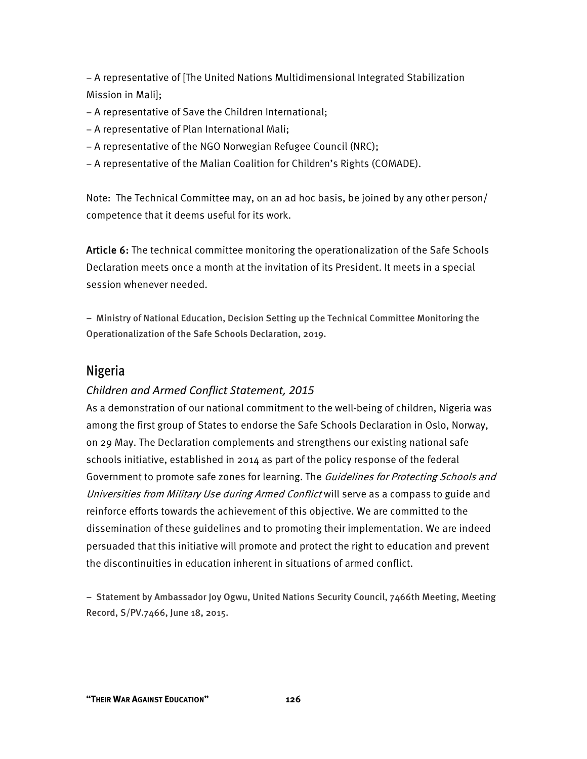– A representative of [The United Nations Multidimensional Integrated Stabilization Mission in Mali];

– A representative of Save the Children International;

– A representative of Plan International Mali;

– A representative of the NGO Norwegian Refugee Council (NRC);

– A representative of the Malian Coalition for Children's Rights (COMADE).

Note: The Technical Committee may, on an ad hoc basis, be joined by any other person/ competence that it deems useful for its work.

**Article 6:** The technical committee monitoring the operationalization of the Safe Schools Declaration meets once a month at the invitation of its President. It meets in a special session whenever needed.

– Ministry of National Education, Decision Setting up the Technical Committee Monitoring the Operationalization of the Safe Schools Declaration, 2019.

## Nigeria

### *Children and Armed Conflict Statement, 2015*

As a demonstration of our national commitment to the well-being of children, Nigeria was among the first group of States to endorse the Safe Schools Declaration in Oslo, Norway, on 29 May. The Declaration complements and strengthens our existing national safe schools initiative, established in 2014 as part of the policy response of the federal Government to promote safe zones for learning. The *Guidelines for Protecting Schools and Universities from Military Use during Armed Conflict* will serve as a compass to guide and reinforce efforts towards the achievement of this objective. We are committed to the dissemination of these guidelines and to promoting their implementation. We are indeed persuaded that this initiative will promote and protect the right to education and prevent the discontinuities in education inherent in situations of armed conflict.

– Statement by Ambassador Joy Ogwu, United Nations Security Council, 7466th Meeting, Meeting Record, S/PV.7466, June 18, 2015.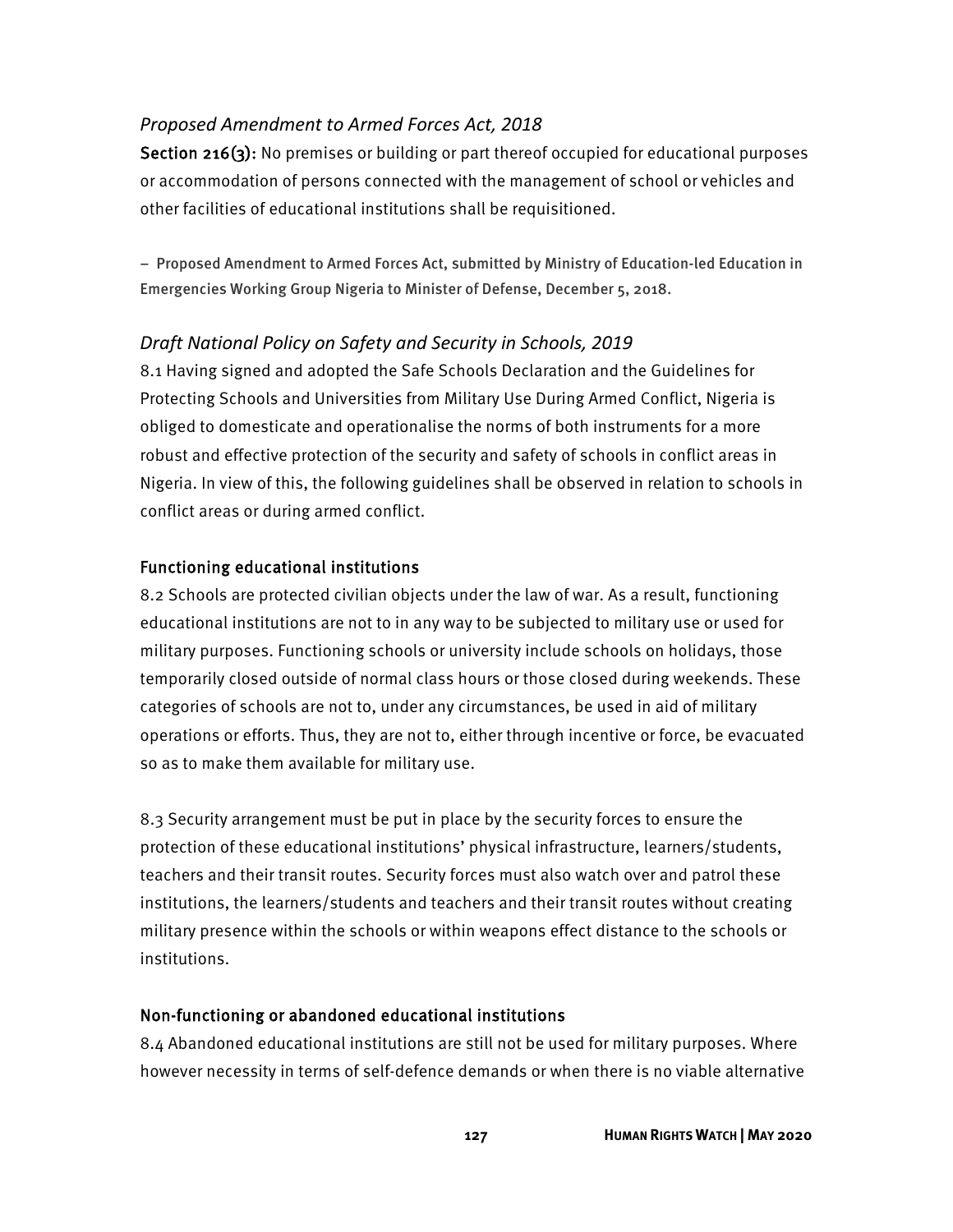### *Proposed Amendment to Armed Forces Act, 2018*

**Section 216(3):** No premises or building or part thereof occupied for educational purposes or accommodation of persons connected with the management of school or vehicles and other facilities of educational institutions shall be requisitioned.

– Proposed Amendment to Armed Forces Act, submitted by Ministry of Education-led Education in Emergencies Working Group Nigeria to Minister of Defense, December 5, 2018.

### *Draft National Policy on Safety and Security in Schools, 2019*

8.1 Having signed and adopted the Safe Schools Declaration and the Guidelines for Protecting Schools and Universities from Military Use During Armed Conflict, Nigeria is obliged to domesticate and operationalise the norms of both instruments for a more robust and effective protection of the security and safety of schools in conflict areas in Nigeria. In view of this, the following guidelines shall be observed in relation to schools in conflict areas or during armed conflict.

#### Functioning educational institutions

8.2 Schools are protected civilian objects under the law of war. As a result, functioning educational institutions are not to in any way to be subjected to military use or used for military purposes. Functioning schools or university include schools on holidays, those temporarily closed outside of normal class hours or those closed during weekends. These categories of schools are not to, under any circumstances, be used in aid of military operations or efforts. Thus, they are not to, either through incentive or force, be evacuated so as to make them available for military use.

8.3 Security arrangement must be put in place by the security forces to ensure the protection of these educational institutions' physical infrastructure, learners/students, teachers and their transit routes. Security forces must also watch over and patrol these institutions, the learners/students and teachers and their transit routes without creating military presence within the schools or within weapons effect distance to the schools or institutions.

#### Non-functioning or abandoned educational institutions

8.4 Abandoned educational institutions are still not be used for military purposes. Where however necessity in terms of self-defence demands or when there is no viable alternative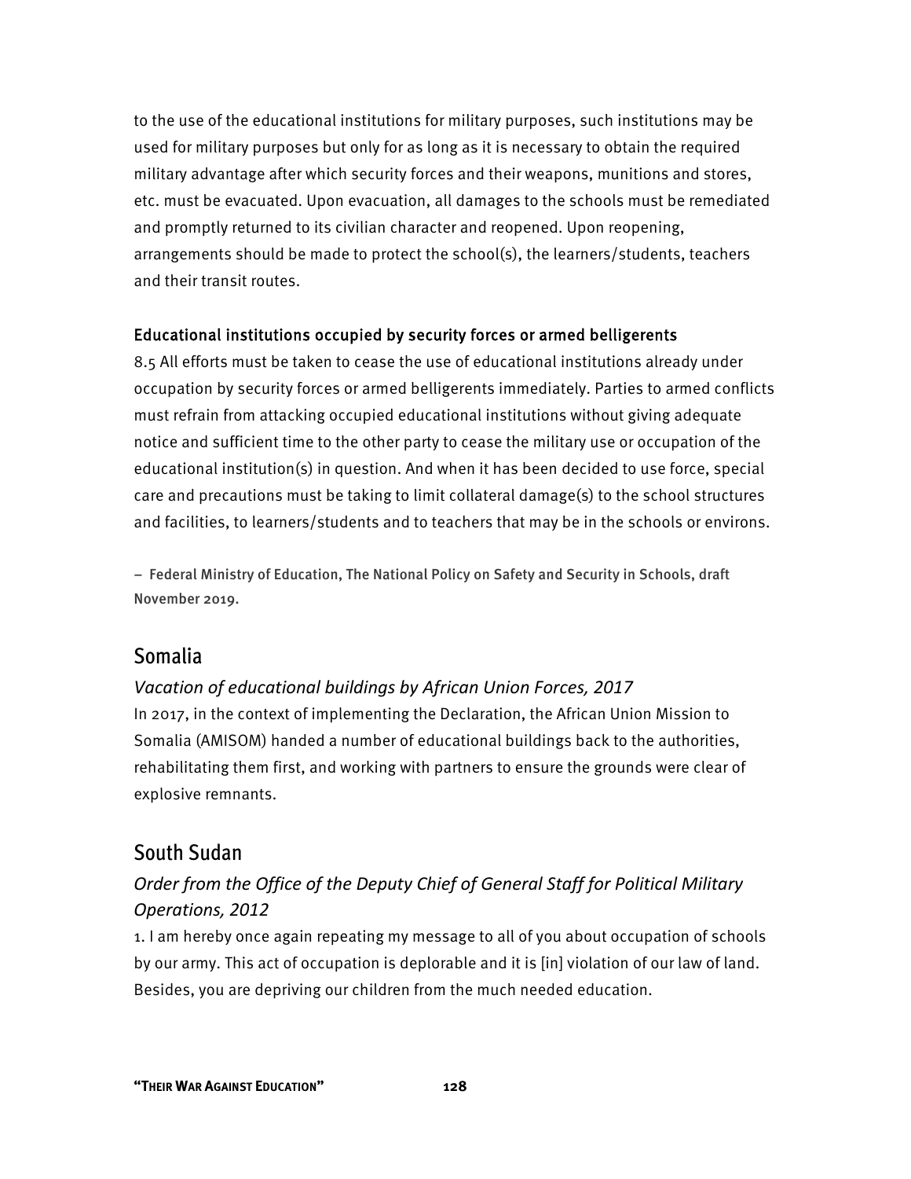to the use of the educational institutions for military purposes, such institutions may be used for military purposes but only for as long as it is necessary to obtain the required military advantage after which security forces and their weapons, munitions and stores, etc. must be evacuated. Upon evacuation, all damages to the schools must be remediated and promptly returned to its civilian character and reopened. Upon reopening, arrangements should be made to protect the school(s), the learners/students, teachers and their transit routes.

#### Educational institutions occupied by security forces or armed belligerents

8.5 All efforts must be taken to cease the use of educational institutions already under occupation by security forces or armed belligerents immediately. Parties to armed conflicts must refrain from attacking occupied educational institutions without giving adequate notice and sufficient time to the other party to cease the military use or occupation of the educational institution(s) in question. And when it has been decided to use force, special care and precautions must be taking to limit collateral damage(s) to the school structures and facilities, to learners/students and to teachers that may be in the schools or environs.

– Federal Ministry of Education, The National Policy on Safety and Security in Schools, draft November 2019.

## Somalia

### *Vacation of educational buildings by African Union Forces, 2017*

In 2017, in the context of implementing the Declaration, the African Union Mission to Somalia (AMISOM) handed a number of educational buildings back to the authorities, rehabilitating them first, and working with partners to ensure the grounds were clear of explosive remnants.

## South Sudan

### *Order from the Office of the Deputy Chief of General Staff for Political Military Operations, 2012*

1. I am hereby once again repeating my message to all of you about occupation of schools by our army. This act of occupation is deplorable and it is [in] violation of our law of land. Besides, you are depriving our children from the much needed education.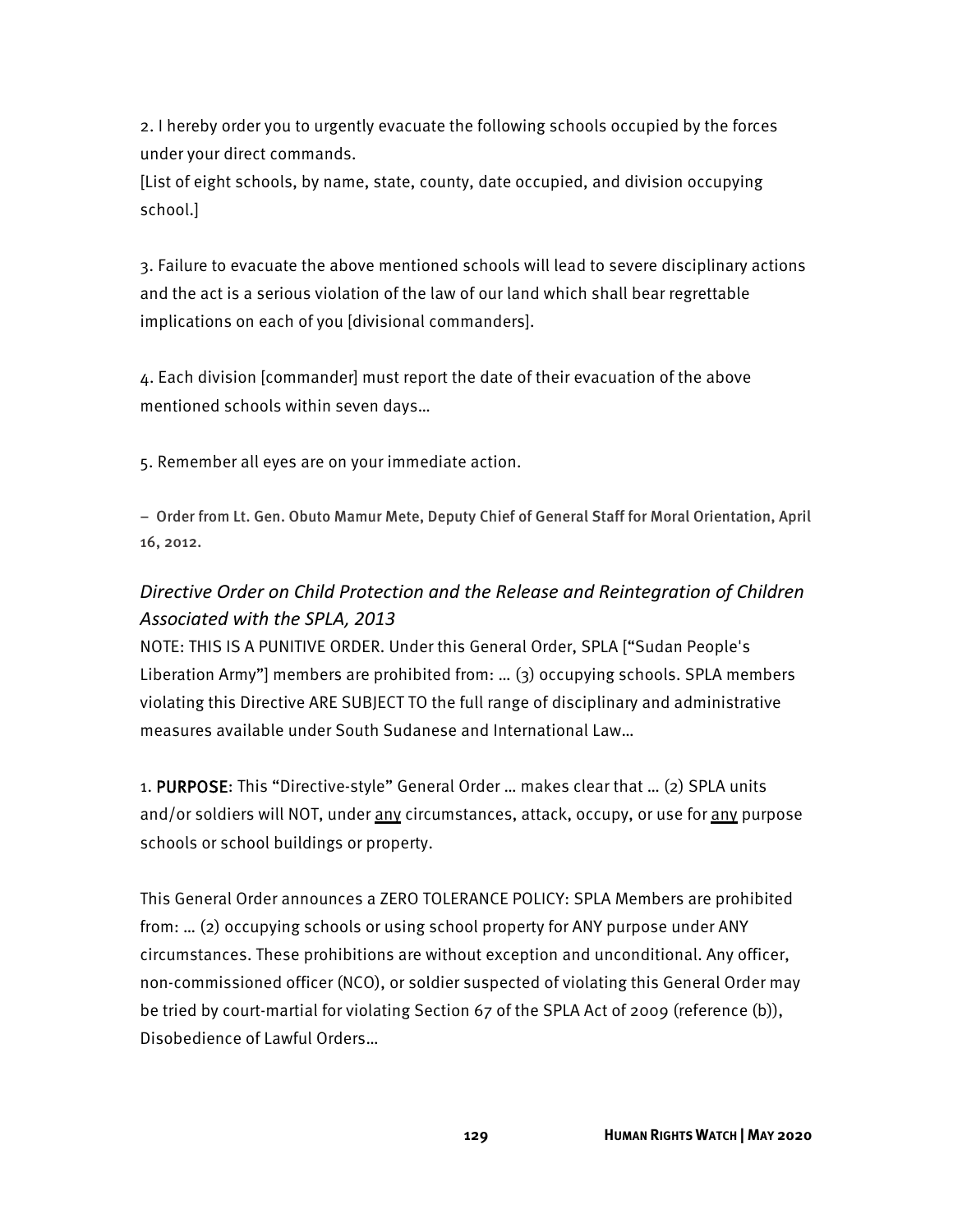2. I hereby order you to urgently evacuate the following schools occupied by the forces under your direct commands.
[List of eight schools, by name, state, county, date occupied, and division occupying school.]

3. Failure to evacuate the above mentioned schools will lead to severe disciplinary actions and the act is a serious violation of the law of our land which shall bear regrettable implications on each of you [divisional commanders].

4. Each division [commander] must report the date of their evacuation of the above mentioned schools within seven days…

5. Remember all eyes are on your immediate action.

– Order from Lt. Gen. Obuto Mamur Mete, Deputy Chief of General Staff for Moral Orientation, April 16, 2012.

### *Directive Order on Child Protection and the Release and Reintegration of Children Associated with the SPLA, 2013*

NOTE: THIS IS A PUNITIVE ORDER. Under this General Order, SPLA ["Sudan People's Liberation Army"] members are prohibited from: … (3) occupying schools. SPLA members violating this Directive ARE SUBJECT TO the full range of disciplinary and administrative measures available under South Sudanese and International Law…

1. **PURPOSE**: This "Directive-style" General Order … makes clear that … (2) SPLA units and/or soldiers will NOT, under <u>any</u> circumstances, attack, occupy, or use for <u>any</u> purpose schools or school buildings or property.

This General Order announces a ZERO TOLERANCE POLICY: SPLA Members are prohibited from: … (2) occupying schools or using school property for ANY purpose under ANY circumstances. These prohibitions are without exception and unconditional. Any officer, non-commissioned officer (NCO), or soldier suspected of violating this General Order may be tried by court-martial for violating Section 67 of the SPLA Act of 2009 (reference (b)), Disobedience of Lawful Orders…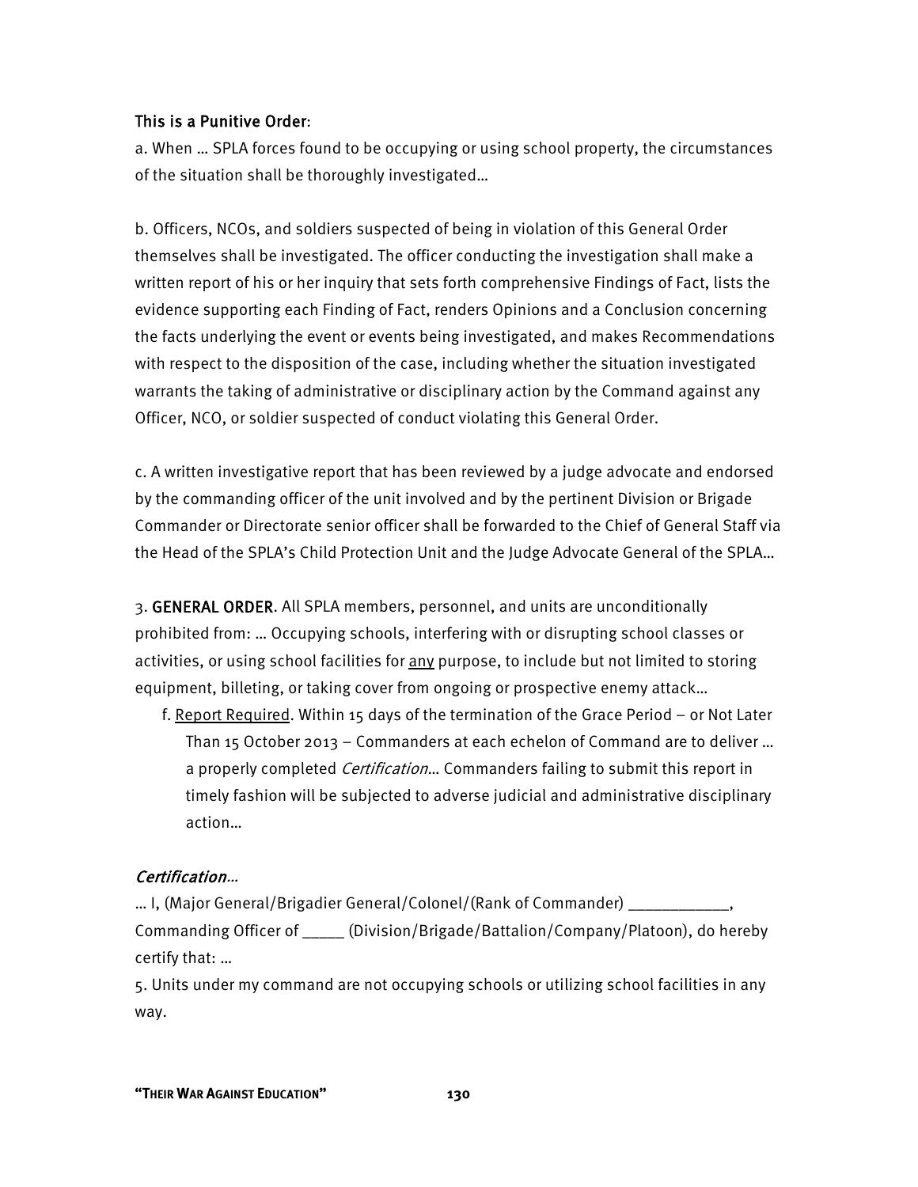**This is a Punitive Order**:

a. When … SPLA forces found to be occupying or using school property, the circumstances of the situation shall be thoroughly investigated…

b. Officers, NCOs, and soldiers suspected of being in violation of this General Order themselves shall be investigated. The officer conducting the investigation shall make a written report of his or her inquiry that sets forth comprehensive Findings of Fact, lists the evidence supporting each Finding of Fact, renders Opinions and a Conclusion concerning the facts underlying the event or events being investigated, and makes Recommendations with respect to the disposition of the case, including whether the situation investigated warrants the taking of administrative or disciplinary action by the Command against any Officer, NCO, or soldier suspected of conduct violating this General Order.

c. A written investigative report that has been reviewed by a judge advocate and endorsed by the commanding officer of the unit involved and by the pertinent Division or Brigade Commander or Directorate senior officer shall be forwarded to the Chief of General Staff via the Head of the SPLA's Child Protection Unit and the Judge Advocate General of the SPLA…

3. **GENERAL ORDER**. All SPLA members, personnel, and units are unconditionally prohibited from: … Occupying schools, interfering with or disrupting school classes or activities, or using school facilities for any purpose, to include but not limited to storing equipment, billeting, or taking cover from ongoing or prospective enemy attack…

- f. Report Required. Within 15 days of the termination of the Grace Period – or Not Later Than 15 October 2013 – Commanders at each echelon of Command are to deliver … a properly completed *Certification*… Commanders failing to submit this report in timely fashion will be subjected to adverse judicial and administrative disciplinary action…

*Certification…*

… I, (Major General/Brigadier General/Colonel/(Rank of Commander) ___________, Commanding Officer of _____ (Division/Brigade/Battalion/Company/Platoon), do hereby certify that: …

5. Units under my command are not occupying schools or utilizing school facilities in any way.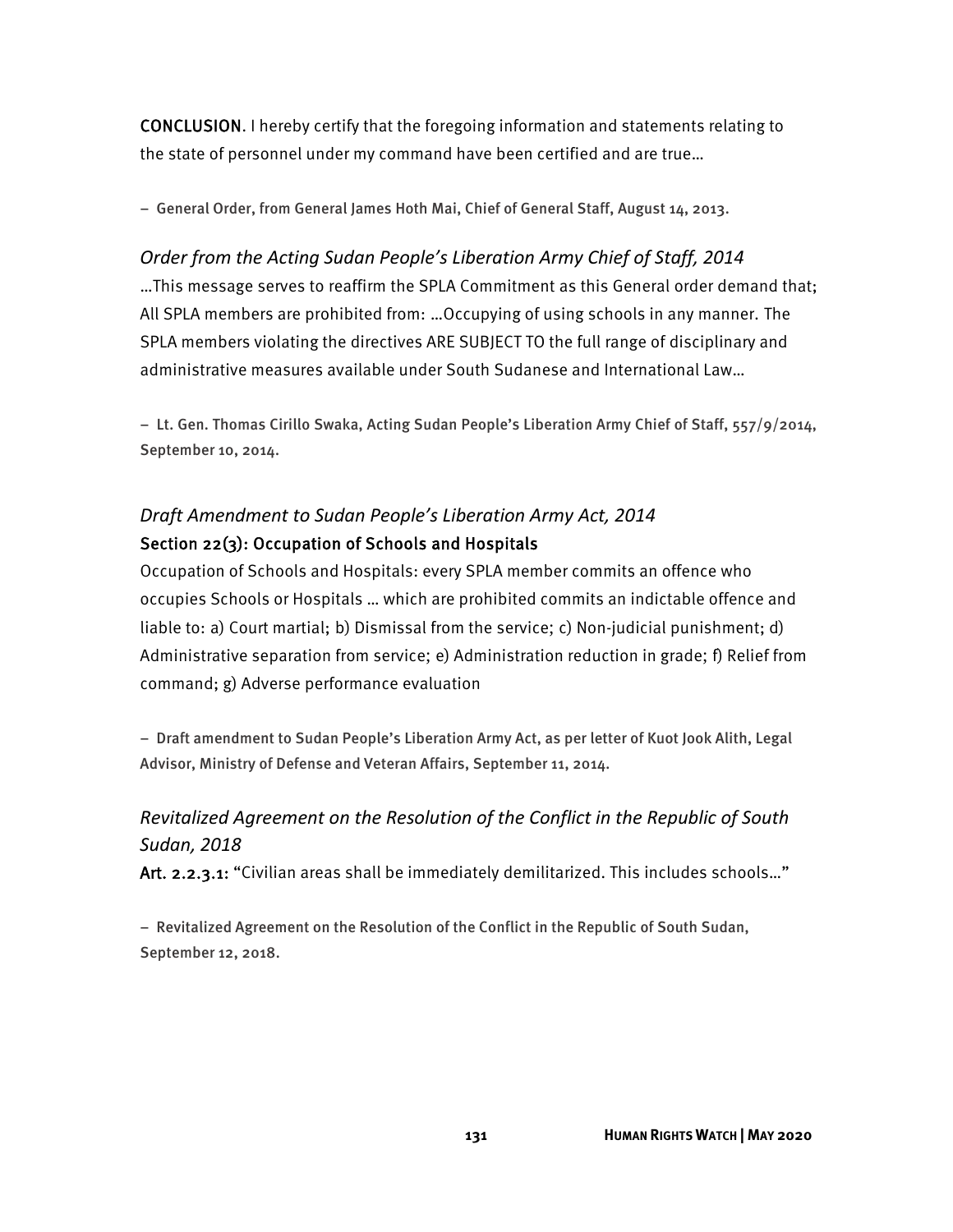**CONCLUSION**. I hereby certify that the foregoing information and statements relating to the state of personnel under my command have been certified and are true…

– General Order, from General James Hoth Mai, Chief of General Staff, August 14, 2013.

### *Order from the Acting Sudan People's Liberation Army Chief of Staff, 2014*

…This message serves to reaffirm the SPLA Commitment as this General order demand that; All SPLA members are prohibited from: …Occupying of using schools in any manner. The SPLA members violating the directives ARE SUBJECT TO the full range of disciplinary and administrative measures available under South Sudanese and International Law…

– Lt. Gen. Thomas Cirillo Swaka, Acting Sudan People's Liberation Army Chief of Staff, 557/9/2014, September 10, 2014.

### *Draft Amendment to Sudan People's Liberation Army Act, 2014*

**Section 22(3): Occupation of Schools and Hospitals**

Occupation of Schools and Hospitals: every SPLA member commits an offence who occupies Schools or Hospitals … which are prohibited commits an indictable offence and liable to: a) Court martial; b) Dismissal from the service; c) Non-judicial punishment; d) Administrative separation from service; e) Administration reduction in grade; f) Relief from command; g) Adverse performance evaluation

– Draft amendment to Sudan People's Liberation Army Act, as per letter of Kuot Jook Alith, Legal Advisor, Ministry of Defense and Veteran Affairs, September 11, 2014.

### *Revitalized Agreement on the Resolution of the Conflict in the Republic of South Sudan, 2018*

**Art. 2.2.3.1:** "Civilian areas shall be immediately demilitarized. This includes schools…"

– Revitalized Agreement on the Resolution of the Conflict in the Republic of South Sudan, September 12, 2018.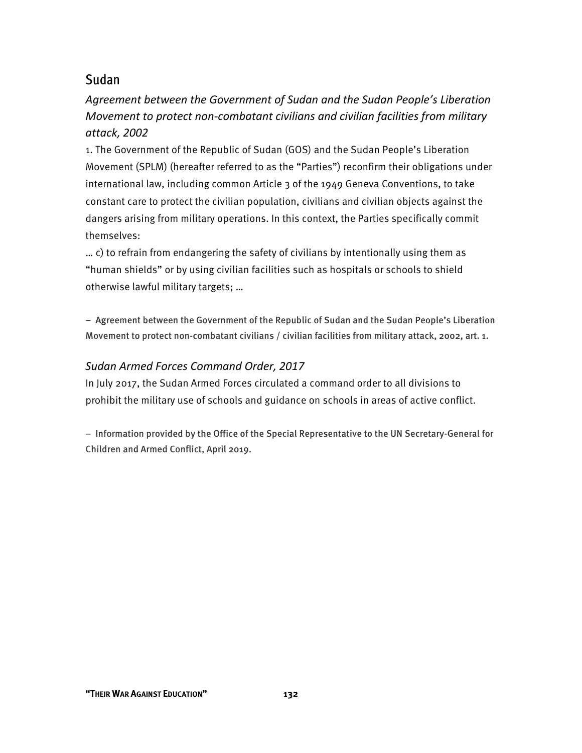## Sudan

### *Agreement between the Government of Sudan and the Sudan People's Liberation Movement to protect non-combatant civilians and civilian facilities from military attack, 2002*

1. The Government of the Republic of Sudan (GOS) and the Sudan People's Liberation Movement (SPLM) (hereafter referred to as the "Parties") reconfirm their obligations under international law, including common Article 3 of the 1949 Geneva Conventions, to take constant care to protect the civilian population, civilians and civilian objects against the dangers arising from military operations. In this context, the Parties specifically commit themselves:

… c) to refrain from endangering the safety of civilians by intentionally using them as "human shields" or by using civilian facilities such as hospitals or schools to shield otherwise lawful military targets; …

– Agreement between the Government of the Republic of Sudan and the Sudan People's Liberation Movement to protect non-combatant civilians / civilian facilities from military attack, 2002, art. 1.

### *Sudan Armed Forces Command Order, 2017*

In July 2017, the Sudan Armed Forces circulated a command order to all divisions to prohibit the military use of schools and guidance on schools in areas of active conflict.

– Information provided by the Office of the Special Representative to the UN Secretary-General for Children and Armed Conflict, April 2019.